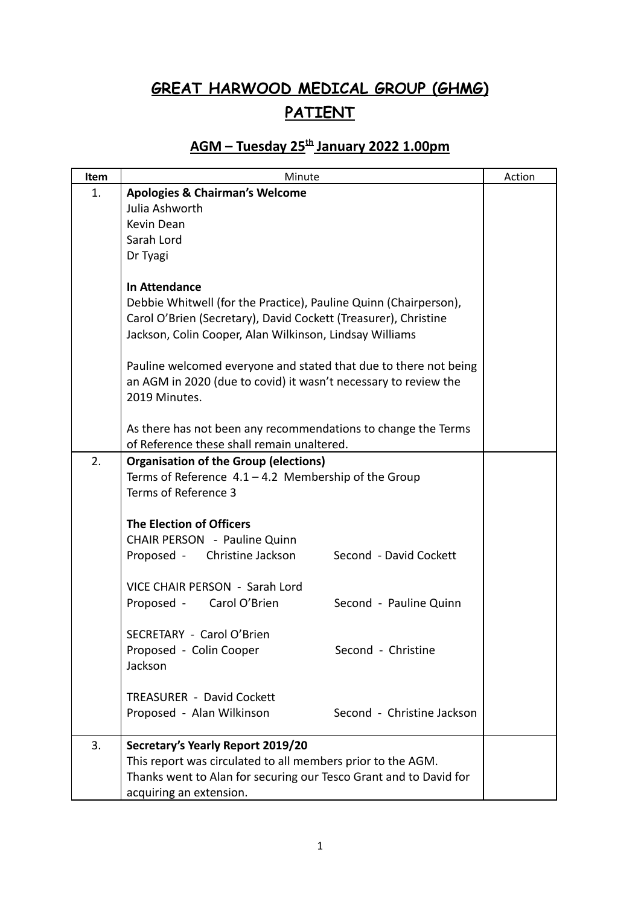# GREAT HARWOOD MEDICAL GROUP (GHMG)

# PATIENT

## AGM – Tuesday 25th January 2022 1.00pm

| Item | Minute | Action |
|---|---|---|
| 1. | **Apologies & Chairman's Welcome**<br>Julia Ashworth<br>Kevin Dean<br>Sarah Lord<br>Dr Tyagi<br><br>**In Attendance**<br>Debbie Whitwell (for the Practice), Pauline Quinn (Chairperson), Carol O'Brien (Secretary), David Cockett (Treasurer), Christine Jackson, Colin Cooper, Alan Wilkinson, Lindsay Williams<br><br>Pauline welcomed everyone and stated that due to there not being an AGM in 2020 (due to covid) it wasn't necessary to review the 2019 Minutes.<br><br>As there has not been any recommendations to change the Terms of Reference these shall remain unaltered. | |
| 2. | **Organisation of the Group (elections)**<br>Terms of Reference 4.1 – 4.2 Membership of the Group<br>Terms of Reference 3<br><br>**The Election of Officers**<br>CHAIR PERSON - Pauline Quinn<br>Proposed - Christine Jackson Second - David Cockett<br><br>VICE CHAIR PERSON - Sarah Lord<br>Proposed - Carol O'Brien Second - Pauline Quinn<br><br>SECRETARY - Carol O'Brien<br>Proposed - Colin Cooper Second - Christine Jackson<br><br>TREASURER - David Cockett<br>Proposed - Alan Wilkinson Second - Christine Jackson | |
| 3. | **Secretary's Yearly Report 2019/20**<br>This report was circulated to all members prior to the AGM.<br>Thanks went to Alan for securing our Tesco Grant and to David for acquiring an extension. | |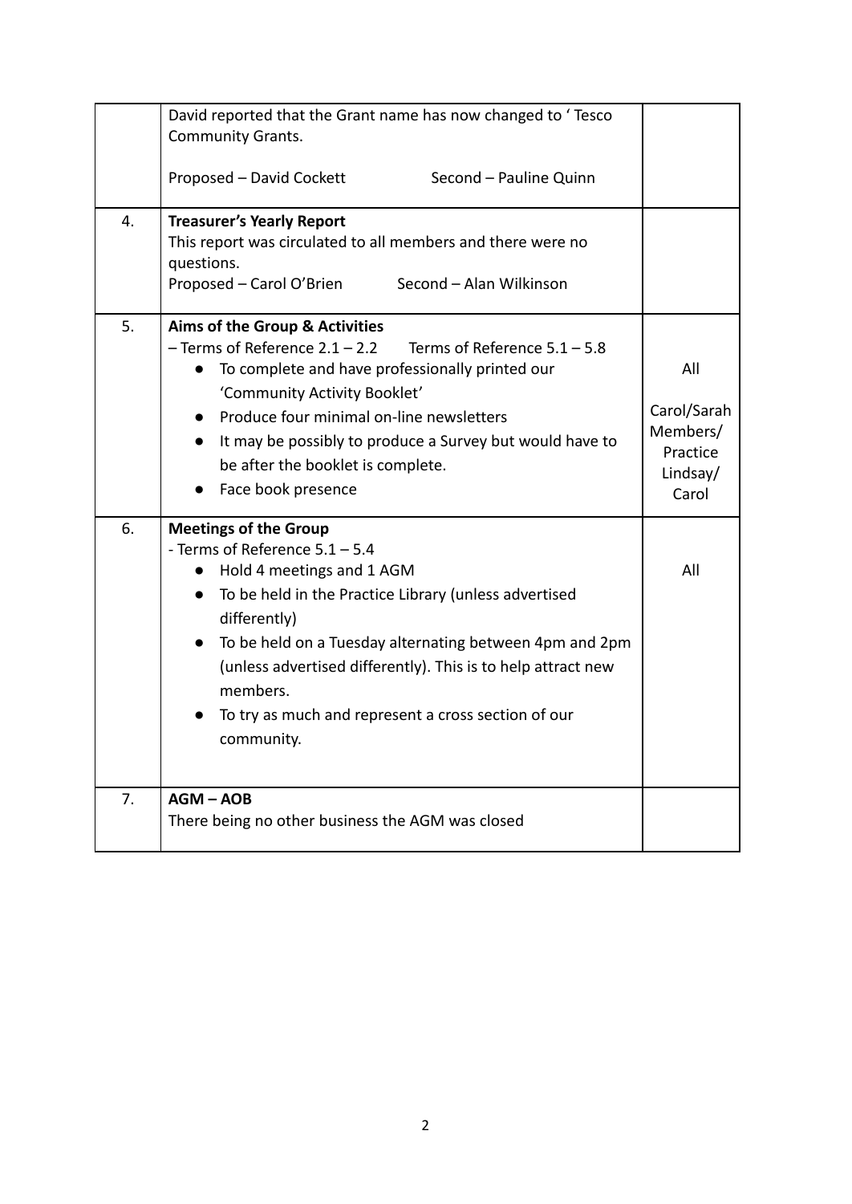| | | |
|---|---|---|
| | David reported that the Grant name has now changed to ' Tesco Community Grants.<br><br>Proposed – David Cockett Second – Pauline Quinn | |
| 4. | **Treasurer's Yearly Report**<br>This report was circulated to all members and there were no questions.<br>Proposed – Carol O'Brien Second – Alan Wilkinson | |
| 5. | **Aims of the Group & Activities**<br>– Terms of Reference 2.1 – 2.2 Terms of Reference 5.1 – 5.8<br>● To complete and have professionally printed our 'Community Activity Booklet'<br>● Produce four minimal on-line newsletters<br>● It may be possibly to produce a Survey but would have to be after the booklet is complete.<br>● Face book presence | All<br><br>Carol/Sarah<br>Members/ Practice<br>Lindsay/ Carol |
| 6. | **Meetings of the Group**<br>- Terms of Reference 5.1 – 5.4<br>● Hold 4 meetings and 1 AGM<br>● To be held in the Practice Library (unless advertised differently)<br>● To be held on a Tuesday alternating between 4pm and 2pm (unless advertised differently). This is to help attract new members.<br>● To try as much and represent a cross section of our community. | All |
| 7. | **AGM – AOB**<br>There being no other business the AGM was closed | |